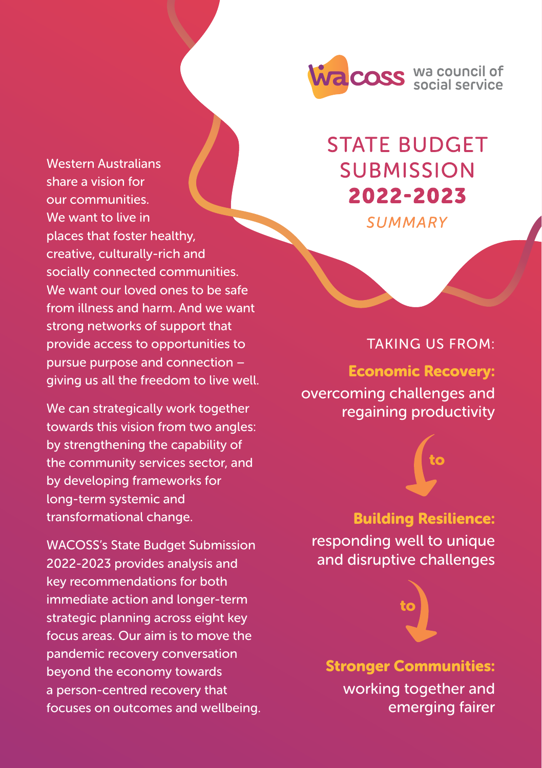wa council of social service

# STATE BUDGET SUBMISSION **2022-2023**

*SUMMARY*

Western Australians share a vision for our communities. We want to live in places that foster healthy, creative, culturally-rich and socially connected communities. We want our loved ones to be safe from illness and harm. And we want strong networks of support that provide access to opportunities to pursue purpose and connection – giving us all the freedom to live well.

We can strategically work together towards this vision from two angles: by strengthening the capability of the community services sector, and by developing frameworks for long-term systemic and transformational change.

WACOSS's State Budget Submission 2022-2023 provides analysis and key recommendations for both immediate action and longer-term strategic planning across eight key focus areas. Our aim is to move the pandemic recovery conversation beyond the economy towards a person-centred recovery that focuses on outcomes and wellbeing.

TAKING US FROM:

**Economic Recovery:**
overcoming challenges and regaining productivity

to

**Building Resilience:**
responding well to unique and disruptive challenges

to

**Stronger Communities:**
working together and emerging fairer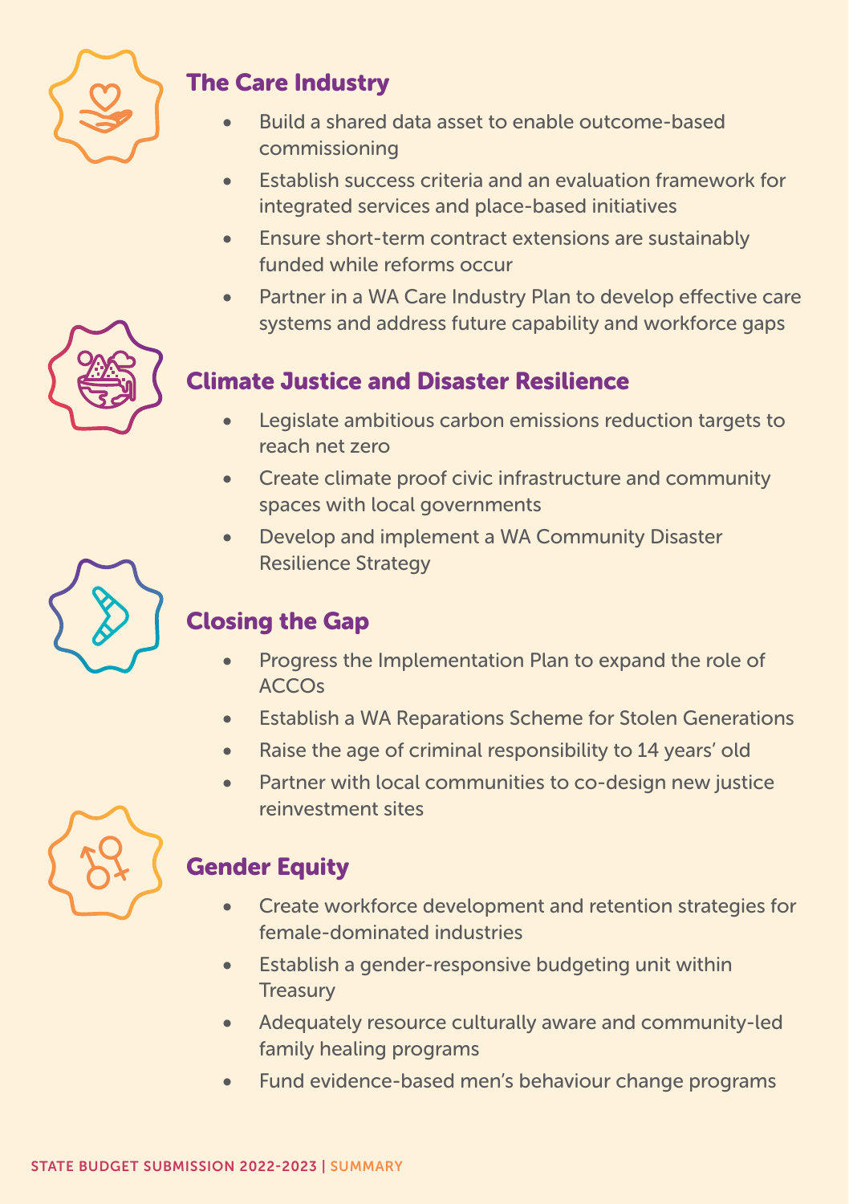## The Care Industry

- Build a shared data asset to enable outcome-based commissioning
- Establish success criteria and an evaluation framework for integrated services and place-based initiatives
- Ensure short-term contract extensions are sustainably funded while reforms occur
- Partner in a WA Care Industry Plan to develop effective care systems and address future capability and workforce gaps

## Climate Justice and Disaster Resilience

- Legislate ambitious carbon emissions reduction targets to reach net zero
- Create climate proof civic infrastructure and community spaces with local governments
- Develop and implement a WA Community Disaster Resilience Strategy

## Closing the Gap

- Progress the Implementation Plan to expand the role of ACCOs
- Establish a WA Reparations Scheme for Stolen Generations
- Raise the age of criminal responsibility to 14 years' old
- Partner with local communities to co-design new justice reinvestment sites

## Gender Equity

- Create workforce development and retention strategies for female-dominated industries
- Establish a gender-responsive budgeting unit within Treasury
- Adequately resource culturally aware and community-led family healing programs
- Fund evidence-based men's behaviour change programs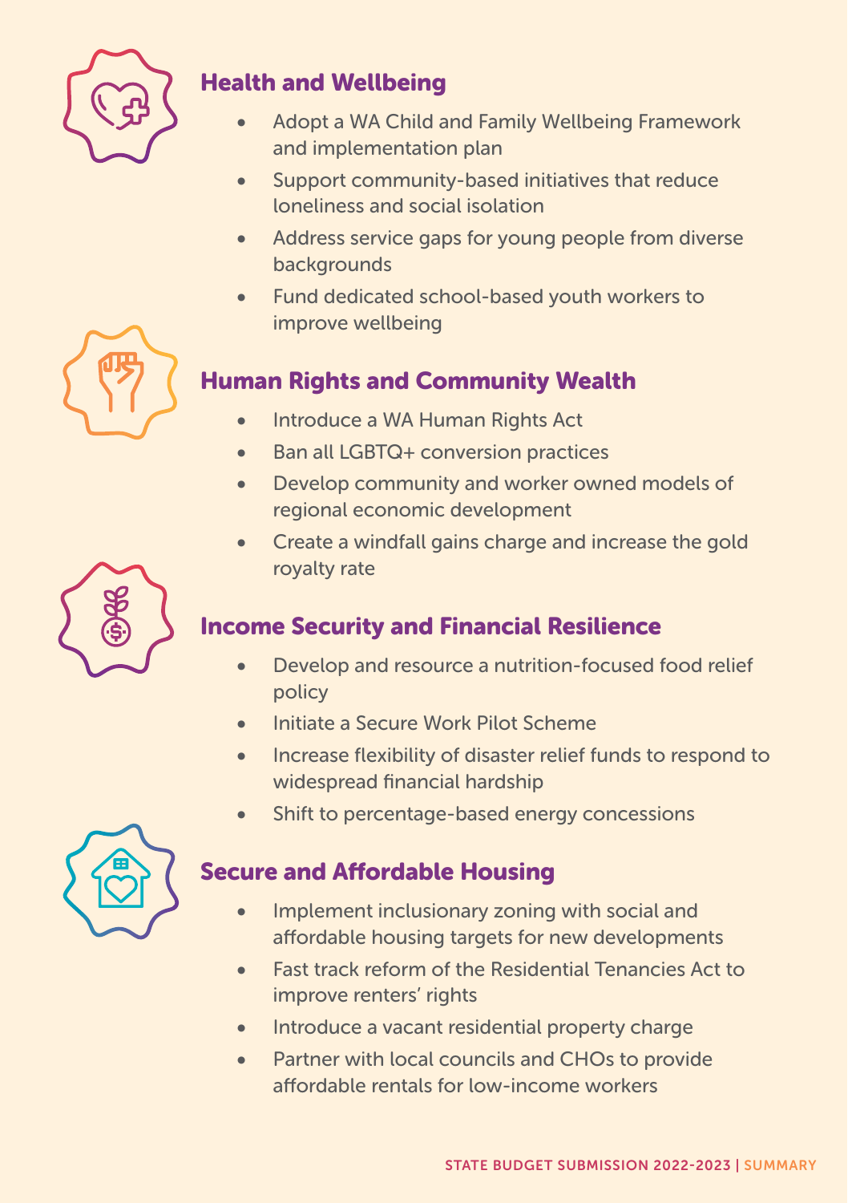## Health and Wellbeing

- Adopt a WA Child and Family Wellbeing Framework and implementation plan
- Support community-based initiatives that reduce loneliness and social isolation
- Address service gaps for young people from diverse backgrounds
- Fund dedicated school-based youth workers to improve wellbeing

## Human Rights and Community Wealth

- Introduce a WA Human Rights Act
- Ban all LGBTQ+ conversion practices
- Develop community and worker owned models of regional economic development
- Create a windfall gains charge and increase the gold royalty rate

## Income Security and Financial Resilience

- Develop and resource a nutrition-focused food relief policy
- Initiate a Secure Work Pilot Scheme
- Increase flexibility of disaster relief funds to respond to widespread financial hardship
- Shift to percentage-based energy concessions

## Secure and Affordable Housing

- Implement inclusionary zoning with social and affordable housing targets for new developments
- Fast track reform of the Residential Tenancies Act to improve renters' rights
- Introduce a vacant residential property charge
- Partner with local councils and CHOs to provide affordable rentals for low-income workers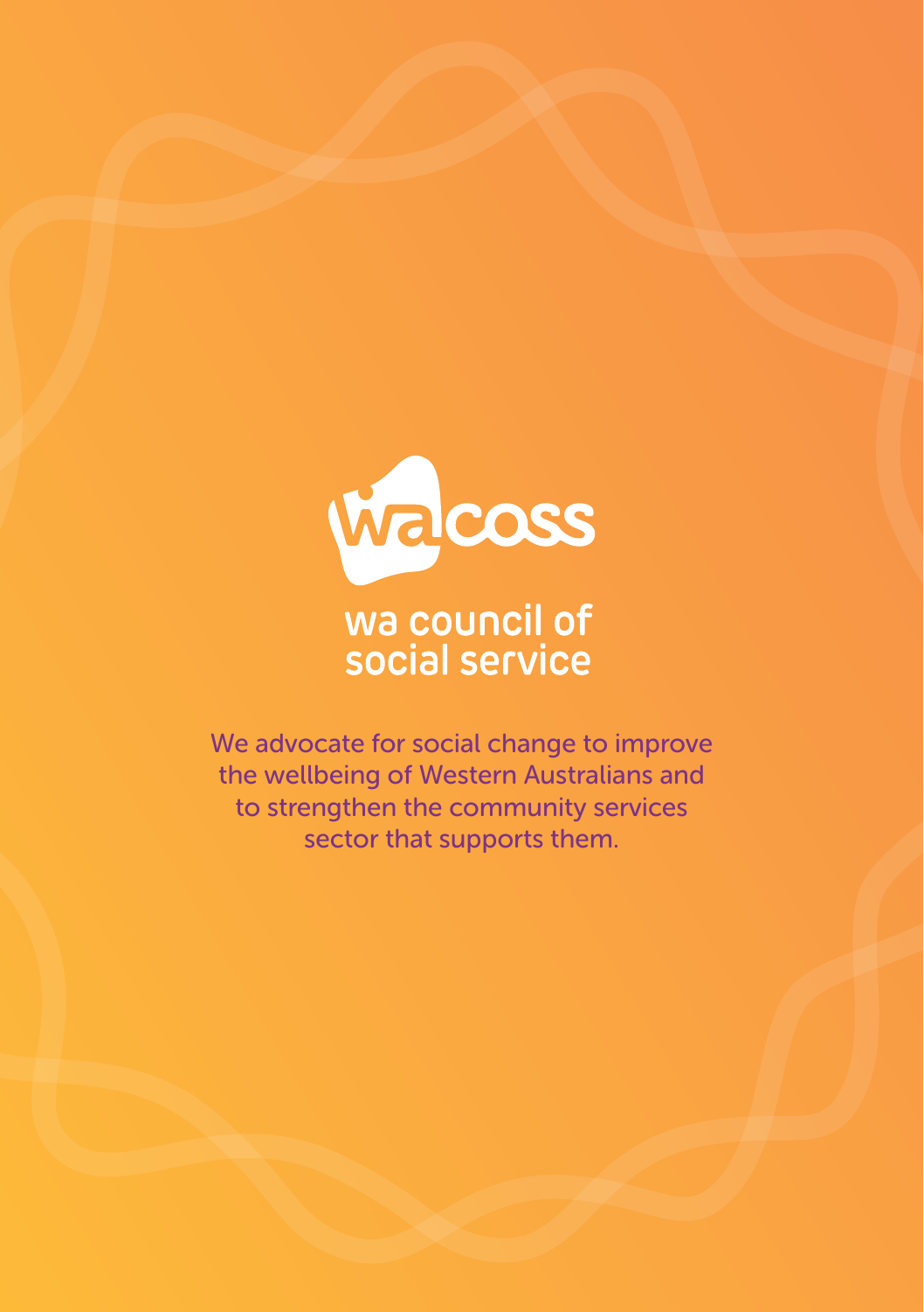wacoss

wa council of social service

We advocate for social change to improve the wellbeing of Western Australians and to strengthen the community services sector that supports them.